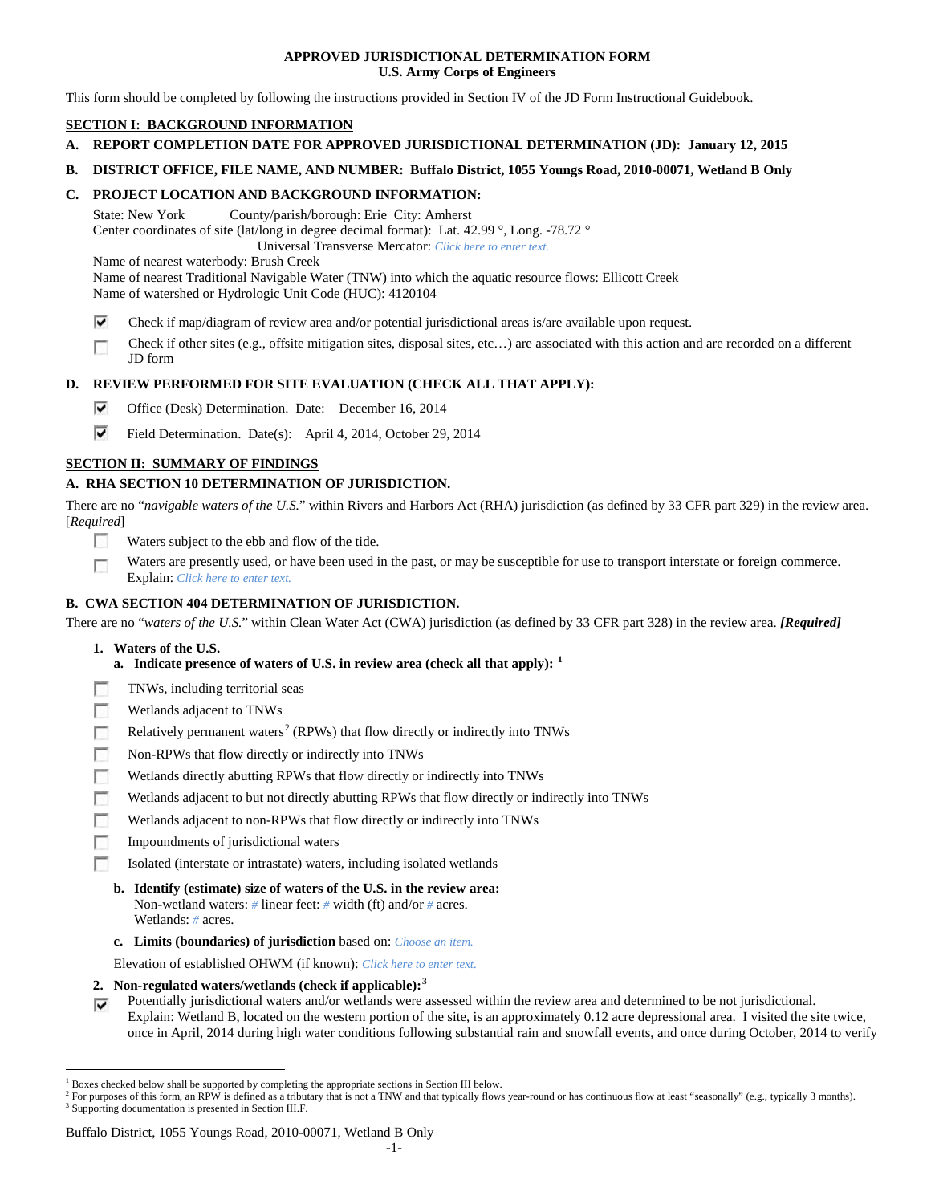**APPROVED JURISDICTIONAL DETERMINATION FORM**
**U.S. Army Corps of Engineers**

This form should be completed by following the instructions provided in Section IV of the JD Form Instructional Guidebook.

## SECTION I: BACKGROUND INFORMATION

**A. REPORT COMPLETION DATE FOR APPROVED JURISDICTIONAL DETERMINATION (JD): January 12, 2015**

**B. DISTRICT OFFICE, FILE NAME, AND NUMBER: Buffalo District, 1055 Youngs Road, 2010-00071, Wetland B Only**

**C. PROJECT LOCATION AND BACKGROUND INFORMATION:**

State: New York    County/parish/borough: Erie  City: Amherst
Center coordinates of site (lat/long in degree decimal format): Lat. 42.99 °, Long. -78.72 °
Universal Transverse Mercator: *Click here to enter text.*
Name of nearest waterbody: Brush Creek
Name of nearest Traditional Navigable Water (TNW) into which the aquatic resource flows: Ellicott Creek
Name of watershed or Hydrologic Unit Code (HUC): 4120104

- [x] Check if map/diagram of review area and/or potential jurisdictional areas is/are available upon request.
- [ ] Check if other sites (e.g., offsite mitigation sites, disposal sites, etc…) are associated with this action and are recorded on a different JD form

**D. REVIEW PERFORMED FOR SITE EVALUATION (CHECK ALL THAT APPLY):**

- [x] Office (Desk) Determination. Date: December 16, 2014
- [x] Field Determination. Date(s): April 4, 2014, October 29, 2014

## SECTION II: SUMMARY OF FINDINGS

**A. RHA SECTION 10 DETERMINATION OF JURISDICTION.**

There are no "*navigable waters of the U.S.*" within Rivers and Harbors Act (RHA) jurisdiction (as defined by 33 CFR part 329) in the review area. [*Required*]

- [ ] Waters subject to the ebb and flow of the tide.
- [ ] Waters are presently used, or have been used in the past, or may be susceptible for use to transport interstate or foreign commerce. Explain: *Click here to enter text.*

**B. CWA SECTION 404 DETERMINATION OF JURISDICTION.**

There are no "*waters of the U.S.*" within Clean Water Act (CWA) jurisdiction (as defined by 33 CFR part 328) in the review area. ***[Required]***

**1. Waters of the U.S.**

**a. Indicate presence of waters of U.S. in review area (check all that apply): [1]**

- [ ] TNWs, including territorial seas
- [ ] Wetlands adjacent to TNWs
- [ ] Relatively permanent waters[2] (RPWs) that flow directly or indirectly into TNWs
- [ ] Non-RPWs that flow directly or indirectly into TNWs
- [ ] Wetlands directly abutting RPWs that flow directly or indirectly into TNWs
- [ ] Wetlands adjacent to but not directly abutting RPWs that flow directly or indirectly into TNWs
- [ ] Wetlands adjacent to non-RPWs that flow directly or indirectly into TNWs
- [ ] Impoundments of jurisdictional waters
- [ ] Isolated (interstate or intrastate) waters, including isolated wetlands

**b. Identify (estimate) size of waters of the U.S. in the review area:**
Non-wetland waters: *#* linear feet: *#* width (ft) and/or *#* acres.
Wetlands: *#* acres.

**c. Limits (boundaries) of jurisdiction** based on: *Choose an item.*

Elevation of established OHWM (if known): *Click here to enter text.*

**2. Non-regulated waters/wetlands (check if applicable):[3]**

- [x] Potentially jurisdictional waters and/or wetlands were assessed within the review area and determined to be not jurisdictional. Explain: Wetland B, located on the western portion of the site, is an approximately 0.12 acre depressional area. I visited the site twice, once in April, 2014 during high water conditions following substantial rain and snowfall events, and once during October, 2014 to verify

---

[1] Boxes checked below shall be supported by completing the appropriate sections in Section III below.
[2] For purposes of this form, an RPW is defined as a tributary that is not a TNW and that typically flows year-round or has continuous flow at least "seasonally" (e.g., typically 3 months).
[3] Supporting documentation is presented in Section III.F.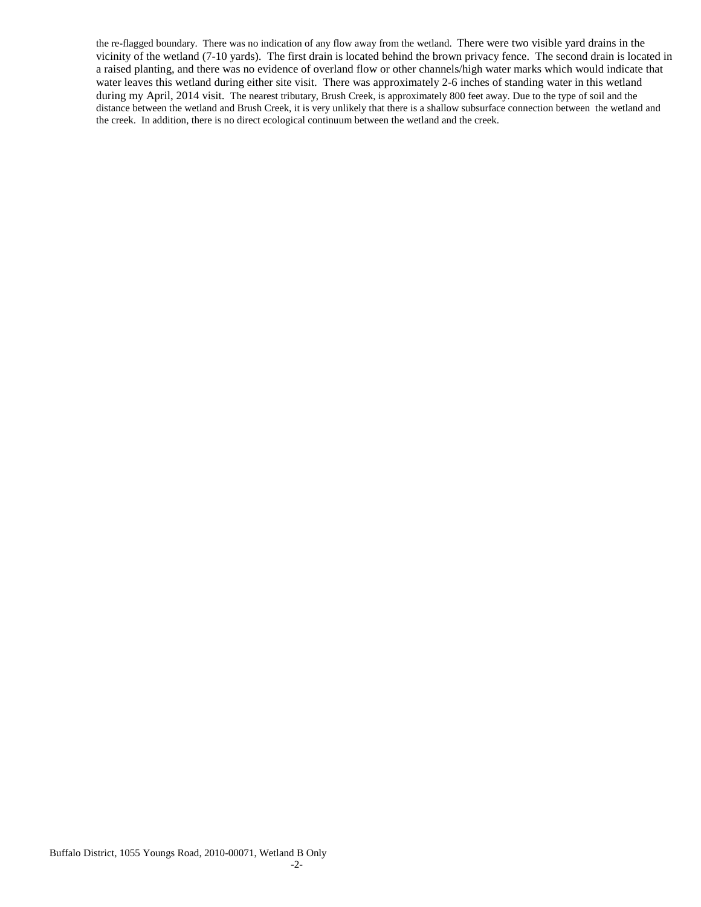the re-flagged boundary. There was no indication of any flow away from the wetland. There were two visible yard drains in the vicinity of the wetland (7-10 yards). The first drain is located behind the brown privacy fence. The second drain is located in a raised planting, and there was no evidence of overland flow or other channels/high water marks which would indicate that water leaves this wetland during either site visit. There was approximately 2-6 inches of standing water in this wetland during my April, 2014 visit. The nearest tributary, Brush Creek, is approximately 800 feet away. Due to the type of soil and the distance between the wetland and Brush Creek, it is very unlikely that there is a shallow subsurface connection between the wetland and the creek. In addition, there is no direct ecological continuum between the wetland and the creek.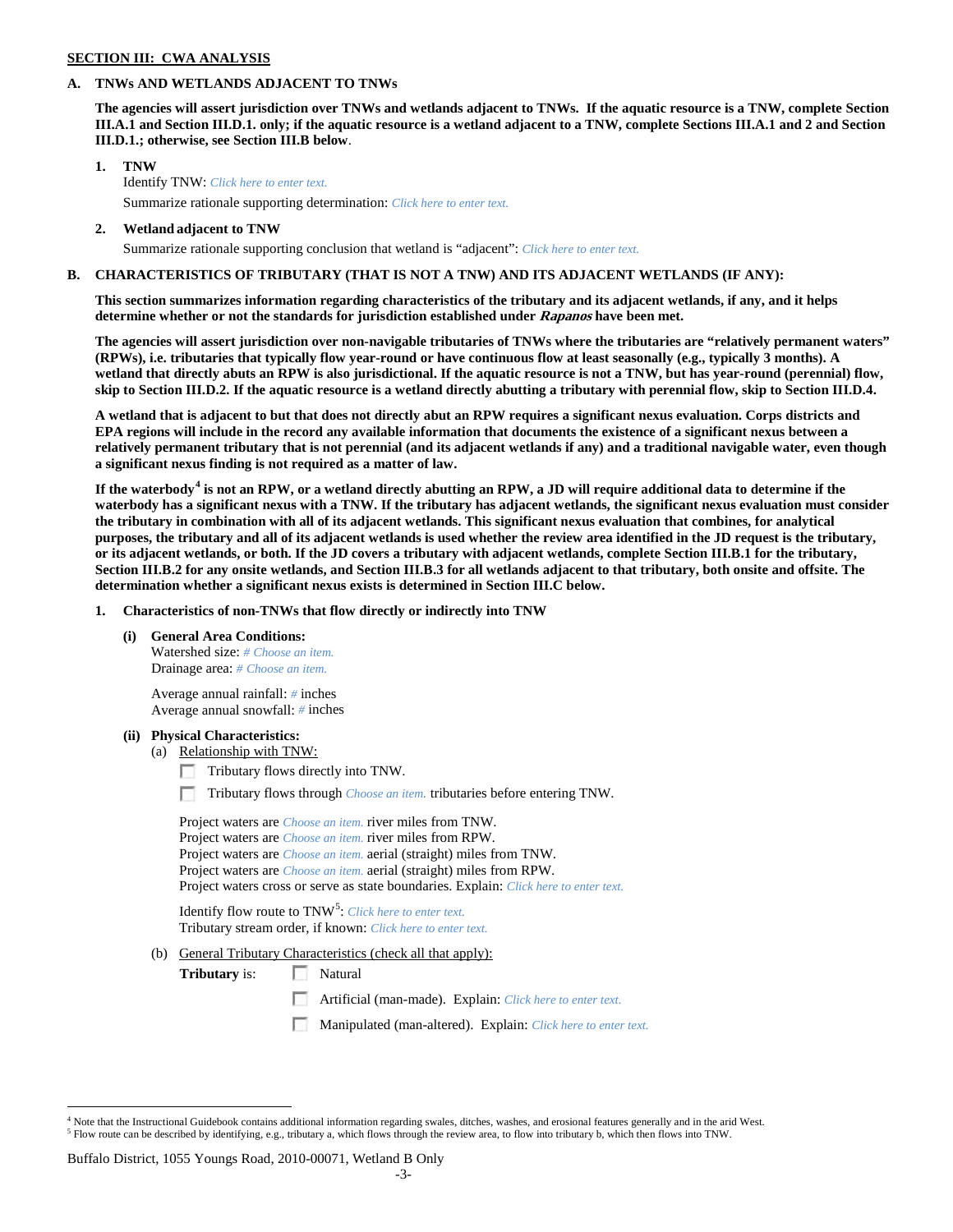**SECTION III: CWA ANALYSIS**

**A. TNWs AND WETLANDS ADJACENT TO TNWs**

**The agencies will assert jurisdiction over TNWs and wetlands adjacent to TNWs. If the aquatic resource is a TNW, complete Section III.A.1 and Section III.D.1. only; if the aquatic resource is a wetland adjacent to a TNW, complete Sections III.A.1 and 2 and Section III.D.1.; otherwise, see Section III.B below**.

**1. TNW**

Identify TNW: *Click here to enter text.*

Summarize rationale supporting determination: *Click here to enter text.*

**2. Wetland adjacent to TNW**

Summarize rationale supporting conclusion that wetland is "adjacent": *Click here to enter text.*

**B. CHARACTERISTICS OF TRIBUTARY (THAT IS NOT A TNW) AND ITS ADJACENT WETLANDS (IF ANY):**

**This section summarizes information regarding characteristics of the tributary and its adjacent wetlands, if any, and it helps determine whether or not the standards for jurisdiction established under *Rapanos* have been met.**

**The agencies will assert jurisdiction over non-navigable tributaries of TNWs where the tributaries are "relatively permanent waters" (RPWs), i.e. tributaries that typically flow year-round or have continuous flow at least seasonally (e.g., typically 3 months). A wetland that directly abuts an RPW is also jurisdictional. If the aquatic resource is not a TNW, but has year-round (perennial) flow, skip to Section III.D.2. If the aquatic resource is a wetland directly abutting a tributary with perennial flow, skip to Section III.D.4.**

**A wetland that is adjacent to but that does not directly abut an RPW requires a significant nexus evaluation. Corps districts and EPA regions will include in the record any available information that documents the existence of a significant nexus between a relatively permanent tributary that is not perennial (and its adjacent wetlands if any) and a traditional navigable water, even though a significant nexus finding is not required as a matter of law.**

**If the waterbody[4] is not an RPW, or a wetland directly abutting an RPW, a JD will require additional data to determine if the waterbody has a significant nexus with a TNW. If the tributary has adjacent wetlands, the significant nexus evaluation must consider the tributary in combination with all of its adjacent wetlands. This significant nexus evaluation that combines, for analytical purposes, the tributary and all of its adjacent wetlands is used whether the review area identified in the JD request is the tributary, or its adjacent wetlands, or both. If the JD covers a tributary with adjacent wetlands, complete Section III.B.1 for the tributary, Section III.B.2 for any onsite wetlands, and Section III.B.3 for all wetlands adjacent to that tributary, both onsite and offsite. The determination whether a significant nexus exists is determined in Section III.C below.**

**1. Characteristics of non-TNWs that flow directly or indirectly into TNW**

**(i) General Area Conditions:**

Watershed size: *# Choose an item.*
Drainage area: *# Choose an item.*

Average annual rainfall: *#* inches
Average annual snowfall: *#* inches

**(ii) Physical Characteristics:**

(a) Relationship with TNW:

☐ Tributary flows directly into TNW.

☐ Tributary flows through *Choose an item.* tributaries before entering TNW.

Project waters are *Choose an item.* river miles from TNW.
Project waters are *Choose an item.* river miles from RPW.
Project waters are *Choose an item.* aerial (straight) miles from TNW.
Project waters are *Choose an item.* aerial (straight) miles from RPW.
Project waters cross or serve as state boundaries. Explain: *Click here to enter text.*

Identify flow route to TNW[5]: *Click here to enter text.*
Tributary stream order, if known: *Click here to enter text.*

(b) General Tributary Characteristics (check all that apply):

**Tributary** is:
☐ Natural
☐ Artificial (man-made). Explain: *Click here to enter text.*
☐ Manipulated (man-altered). Explain: *Click here to enter text.*

---

[4] Note that the Instructional Guidebook contains additional information regarding swales, ditches, washes, and erosional features generally and in the arid West.

[5] Flow route can be described by identifying, e.g., tributary a, which flows through the review area, to flow into tributary b, which then flows into TNW.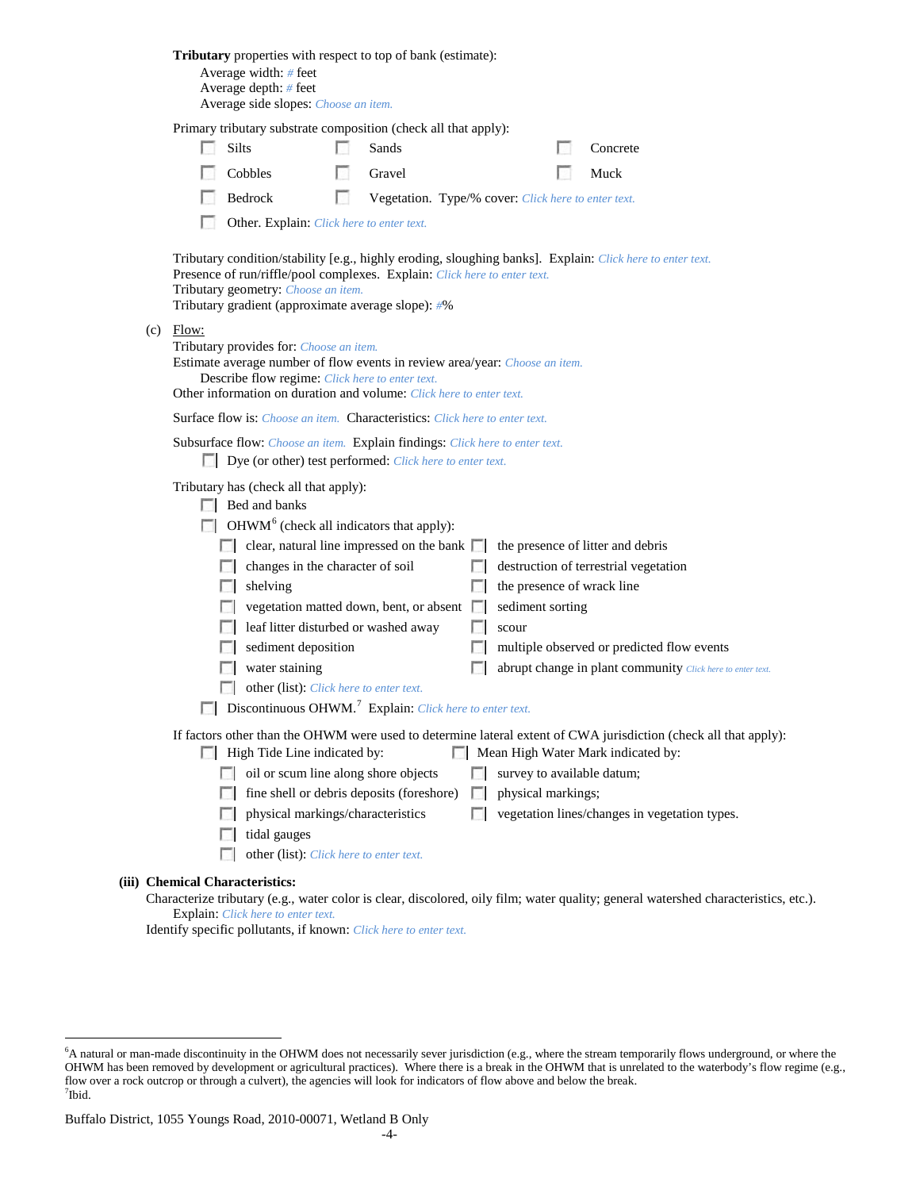**Tributary** properties with respect to top of bank (estimate):

Average width: # feet
Average depth: # feet
Average side slopes: Choose an item.

Primary tributary substrate composition (check all that apply):

☐ Silts ☐ Sands ☐ Concrete
☐ Cobbles ☐ Gravel ☐ Muck
☐ Bedrock ☐ Vegetation. Type/% cover: Click here to enter text.
☐ Other. Explain: Click here to enter text.

Tributary condition/stability [e.g., highly eroding, sloughing banks]. Explain: Click here to enter text.
Presence of run/riffle/pool complexes. Explain: Click here to enter text.
Tributary geometry: Choose an item.
Tributary gradient (approximate average slope): #%

(c) Flow:

Tributary provides for: Choose an item.
Estimate average number of flow events in review area/year: Choose an item.
Describe flow regime: Click here to enter text.
Other information on duration and volume: Click here to enter text.

Surface flow is: Choose an item. Characteristics: Click here to enter text.

Subsurface flow: Choose an item. Explain findings: Click here to enter text.
☐ Dye (or other) test performed: Click here to enter text.

Tributary has (check all that apply):

☐ Bed and banks
☐ OHWM[6] (check all indicators that apply):
- ☐ clear, natural line impressed on the bank
- ☐ changes in the character of soil
- ☐ shelving
- ☐ vegetation matted down, bent, or absent
- ☐ leaf litter disturbed or washed away
- ☐ sediment deposition
- ☐ water staining
- ☐ other (list): Click here to enter text.
- ☐ the presence of litter and debris
- ☐ destruction of terrestrial vegetation
- ☐ the presence of wrack line
- ☐ sediment sorting
- ☐ scour
- ☐ multiple observed or predicted flow events
- ☐ abrupt change in plant community Click here to enter text.

☐ Discontinuous OHWM.[7] Explain: Click here to enter text.

If factors other than the OHWM were used to determine lateral extent of CWA jurisdiction (check all that apply):

☐ High Tide Line indicated by:
- ☐ oil or scum line along shore objects
- ☐ fine shell or debris deposits (foreshore)
- ☐ physical markings/characteristics
- ☐ tidal gauges
- ☐ other (list): Click here to enter text.

☐ Mean High Water Mark indicated by:
- ☐ survey to available datum;
- ☐ physical markings;
- ☐ vegetation lines/changes in vegetation types.

**(iii) Chemical Characteristics:**

Characterize tributary (e.g., water color is clear, discolored, oily film; water quality; general watershed characteristics, etc.).
Explain: Click here to enter text.
Identify specific pollutants, if known: Click here to enter text.

---

[6]A natural or man-made discontinuity in the OHWM does not necessarily sever jurisdiction (e.g., where the stream temporarily flows underground, or where the OHWM has been removed by development or agricultural practices). Where there is a break in the OHWM that is unrelated to the waterbody's flow regime (e.g., flow over a rock outcrop or through a culvert), the agencies will look for indicators of flow above and below the break.
[7]Ibid.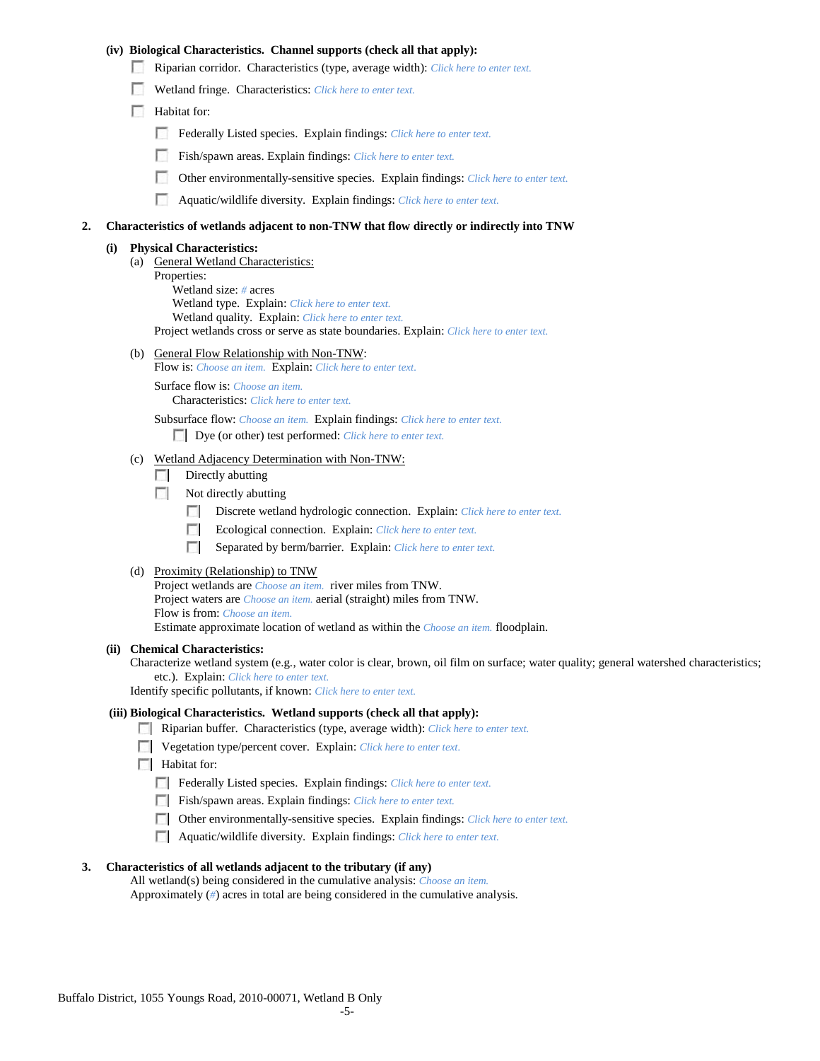**(iv) Biological Characteristics. Channel supports (check all that apply):**

- ☐ Riparian corridor. Characteristics (type, average width): *Click here to enter text.*
- ☐ Wetland fringe. Characteristics: *Click here to enter text.*
- ☐ Habitat for:
  - ☐ Federally Listed species. Explain findings: *Click here to enter text.*
  - ☐ Fish/spawn areas. Explain findings: *Click here to enter text.*
  - ☐ Other environmentally-sensitive species. Explain findings: *Click here to enter text.*
  - ☐ Aquatic/wildlife diversity. Explain findings: *Click here to enter text.*

**2. Characteristics of wetlands adjacent to non-TNW that flow directly or indirectly into TNW**

**(i) Physical Characteristics:**

(a) General Wetland Characteristics:

Properties:

Wetland size: *#* acres

Wetland type. Explain: *Click here to enter text.*

Wetland quality. Explain: *Click here to enter text.*

Project wetlands cross or serve as state boundaries. Explain: *Click here to enter text.*

(b) General Flow Relationship with Non-TNW:

Flow is: *Choose an item.* Explain: *Click here to enter text.*

Surface flow is: *Choose an item.*

Characteristics: *Click here to enter text.*

Subsurface flow: *Choose an item.* Explain findings: *Click here to enter text.*

- ☐ Dye (or other) test performed: *Click here to enter text.*

(c) Wetland Adjacency Determination with Non-TNW:

- ☐ Directly abutting
- ☐ Not directly abutting
  - ☐ Discrete wetland hydrologic connection. Explain: *Click here to enter text.*
  - ☐ Ecological connection. Explain: *Click here to enter text.*
  - ☐ Separated by berm/barrier. Explain: *Click here to enter text.*

(d) Proximity (Relationship) to TNW

Project wetlands are *Choose an item.* river miles from TNW.

Project waters are *Choose an item.* aerial (straight) miles from TNW.

Flow is from: *Choose an item.*

Estimate approximate location of wetland as within the *Choose an item.* floodplain.

**(ii) Chemical Characteristics:**

Characterize wetland system (e.g., water color is clear, brown, oil film on surface; water quality; general watershed characteristics; etc.). Explain: *Click here to enter text.*

Identify specific pollutants, if known: *Click here to enter text.*

**(iii) Biological Characteristics. Wetland supports (check all that apply):**

- ☐ Riparian buffer. Characteristics (type, average width): *Click here to enter text.*
- ☐ Vegetation type/percent cover. Explain: *Click here to enter text.*
- ☐ Habitat for:
  - ☐ Federally Listed species. Explain findings: *Click here to enter text.*
  - ☐ Fish/spawn areas. Explain findings: *Click here to enter text.*
  - ☐ Other environmentally-sensitive species. Explain findings: *Click here to enter text.*
  - ☐ Aquatic/wildlife diversity. Explain findings: *Click here to enter text.*

**3. Characteristics of all wetlands adjacent to the tributary (if any)**

All wetland(s) being considered in the cumulative analysis: *Choose an item.*

Approximately (*#*) acres in total are being considered in the cumulative analysis.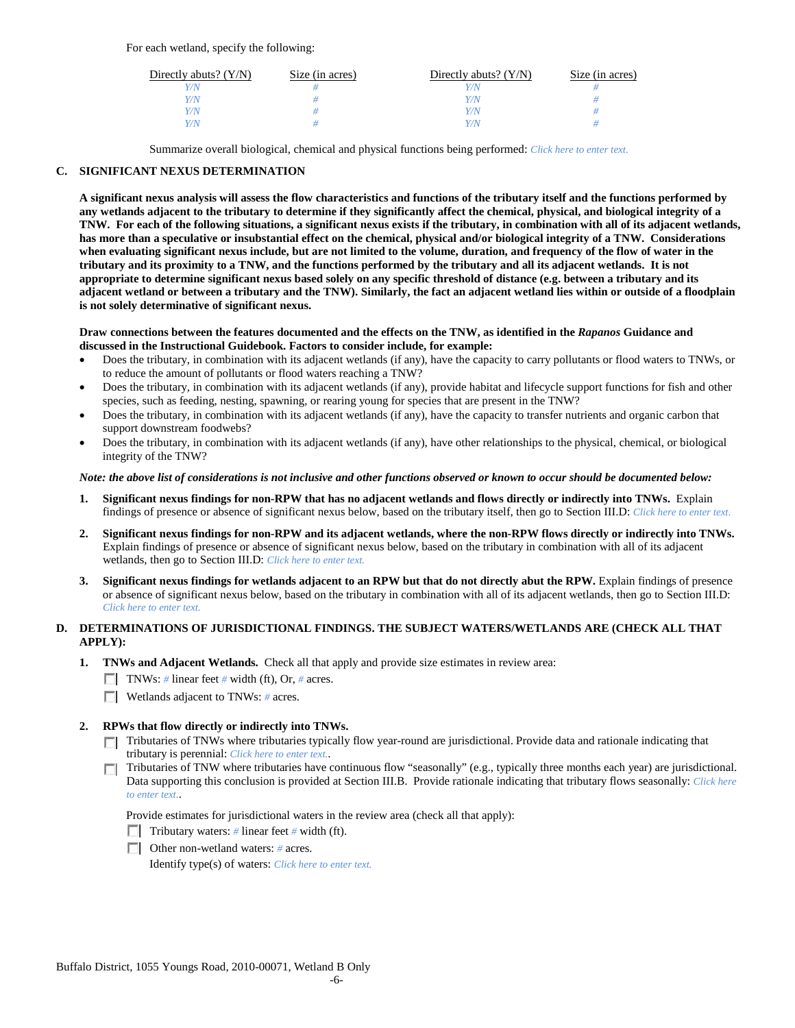For each wetland, specify the following:

| Directly abuts? (Y/N) | Size (in acres) | Directly abuts? (Y/N) | Size (in acres) |
|---|---|---|---|
| *Y/N* | *#* | *Y/N* | *#* |
| *Y/N* | *#* | *Y/N* | *#* |
| *Y/N* | *#* | *Y/N* | *#* |
| *Y/N* | *#* | *Y/N* | *#* |

Summarize overall biological, chemical and physical functions being performed: *Click here to enter text.*

**C. SIGNIFICANT NEXUS DETERMINATION**

**A significant nexus analysis will assess the flow characteristics and functions of the tributary itself and the functions performed by any wetlands adjacent to the tributary to determine if they significantly affect the chemical, physical, and biological integrity of a TNW. For each of the following situations, a significant nexus exists if the tributary, in combination with all of its adjacent wetlands, has more than a speculative or insubstantial effect on the chemical, physical and/or biological integrity of a TNW. Considerations when evaluating significant nexus include, but are not limited to the volume, duration, and frequency of the flow of water in the tributary and its proximity to a TNW, and the functions performed by the tributary and all its adjacent wetlands. It is not appropriate to determine significant nexus based solely on any specific threshold of distance (e.g. between a tributary and its adjacent wetland or between a tributary and the TNW). Similarly, the fact an adjacent wetland lies within or outside of a floodplain is not solely determinative of significant nexus.**

**Draw connections between the features documented and the effects on the TNW, as identified in the *Rapanos* Guidance and discussed in the Instructional Guidebook. Factors to consider include, for example:**

- Does the tributary, in combination with its adjacent wetlands (if any), have the capacity to carry pollutants or flood waters to TNWs, or to reduce the amount of pollutants or flood waters reaching a TNW?
- Does the tributary, in combination with its adjacent wetlands (if any), provide habitat and lifecycle support functions for fish and other species, such as feeding, nesting, spawning, or rearing young for species that are present in the TNW?
- Does the tributary, in combination with its adjacent wetlands (if any), have the capacity to transfer nutrients and organic carbon that support downstream foodwebs?
- Does the tributary, in combination with its adjacent wetlands (if any), have other relationships to the physical, chemical, or biological integrity of the TNW?

***Note: the above list of considerations is not inclusive and other functions observed or known to occur should be documented below:***

1. **Significant nexus findings for non-RPW that has no adjacent wetlands and flows directly or indirectly into TNWs.** Explain findings of presence or absence of significant nexus below, based on the tributary itself, then go to Section III.D: *Click here to enter text.*

2. **Significant nexus findings for non-RPW and its adjacent wetlands, where the non-RPW flows directly or indirectly into TNWs.** Explain findings of presence or absence of significant nexus below, based on the tributary in combination with all of its adjacent wetlands, then go to Section III.D: *Click here to enter text.*

3. **Significant nexus findings for wetlands adjacent to an RPW but that do not directly abut the RPW.** Explain findings of presence or absence of significant nexus below, based on the tributary in combination with all of its adjacent wetlands, then go to Section III.D: *Click here to enter text.*

**D. DETERMINATIONS OF JURISDICTIONAL FINDINGS. THE SUBJECT WATERS/WETLANDS ARE (CHECK ALL THAT APPLY):**

1. **TNWs and Adjacent Wetlands.** Check all that apply and provide size estimates in review area:
   - ☐ TNWs: *#* linear feet *#* width (ft), Or, *#* acres.
   - ☐ Wetlands adjacent to TNWs: *#* acres.

2. **RPWs that flow directly or indirectly into TNWs.**
   - ☐ Tributaries of TNWs where tributaries typically flow year-round are jurisdictional. Provide data and rationale indicating that tributary is perennial: *Click here to enter text.*.
   - ☐ Tributaries of TNW where tributaries have continuous flow "seasonally" (e.g., typically three months each year) are jurisdictional. Data supporting this conclusion is provided at Section III.B. Provide rationale indicating that tributary flows seasonally: *Click here to enter text.*.

   Provide estimates for jurisdictional waters in the review area (check all that apply):
   - ☐ Tributary waters: *#* linear feet *#* width (ft).
   - ☐ Other non-wetland waters: *#* acres.

     Identify type(s) of waters: *Click here to enter text.*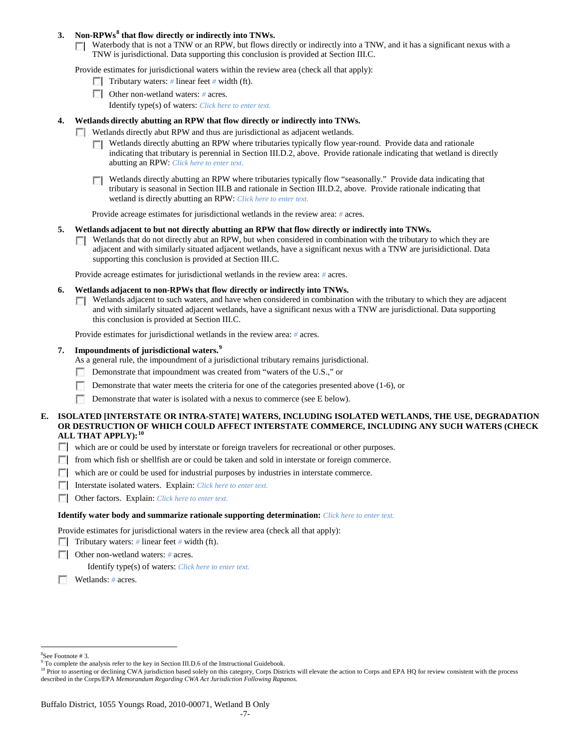3. **Non-RPWs[8] that flow directly or indirectly into TNWs.**

   ☐ Waterbody that is not a TNW or an RPW, but flows directly or indirectly into a TNW, and it has a significant nexus with a TNW is jurisdictional. Data supporting this conclusion is provided at Section III.C.

   Provide estimates for jurisdictional waters within the review area (check all that apply):

   ☐ Tributary waters: *#* linear feet *#* width (ft).

   ☐ Other non-wetland waters: *#* acres.

   Identify type(s) of waters: *Click here to enter text.*

4. **Wetlands directly abutting an RPW that flow directly or indirectly into TNWs.**

   ☐ Wetlands directly abut RPW and thus are jurisdictional as adjacent wetlands.

   ☐ Wetlands directly abutting an RPW where tributaries typically flow year-round. Provide data and rationale indicating that tributary is perennial in Section III.D.2, above. Provide rationale indicating that wetland is directly abutting an RPW: *Click here to enter text.*

   ☐ Wetlands directly abutting an RPW where tributaries typically flow "seasonally." Provide data indicating that tributary is seasonal in Section III.B and rationale in Section III.D.2, above. Provide rationale indicating that wetland is directly abutting an RPW: *Click here to enter text.*

   Provide acreage estimates for jurisdictional wetlands in the review area: *#* acres.

5. **Wetlands adjacent to but not directly abutting an RPW that flow directly or indirectly into TNWs.**

   ☐ Wetlands that do not directly abut an RPW, but when considered in combination with the tributary to which they are adjacent and with similarly situated adjacent wetlands, have a significant nexus with a TNW are jurisidictional. Data supporting this conclusion is provided at Section III.C.

   Provide acreage estimates for jurisdictional wetlands in the review area: *#* acres.

6. **Wetlands adjacent to non-RPWs that flow directly or indirectly into TNWs.**

   ☐ Wetlands adjacent to such waters, and have when considered in combination with the tributary to which they are adjacent and with similarly situated adjacent wetlands, have a significant nexus with a TNW are jurisdictional. Data supporting this conclusion is provided at Section III.C.

   Provide estimates for jurisdictional wetlands in the review area: *#* acres.

7. **Impoundments of jurisdictional waters.[9]**

   As a general rule, the impoundment of a jurisdictional tributary remains jurisdictional.

   ☐ Demonstrate that impoundment was created from "waters of the U.S.," or

   ☐ Demonstrate that water meets the criteria for one of the categories presented above (1-6), or

   ☐ Demonstrate that water is isolated with a nexus to commerce (see E below).

**E. ISOLATED [INTERSTATE OR INTRA-STATE] WATERS, INCLUDING ISOLATED WETLANDS, THE USE, DEGRADATION OR DESTRUCTION OF WHICH COULD AFFECT INTERSTATE COMMERCE, INCLUDING ANY SUCH WATERS (CHECK ALL THAT APPLY):[10]**

☐ which are or could be used by interstate or foreign travelers for recreational or other purposes.

☐ from which fish or shellfish are or could be taken and sold in interstate or foreign commerce.

☐ which are or could be used for industrial purposes by industries in interstate commerce.

☐ Interstate isolated waters. Explain: *Click here to enter text.*

☐ Other factors. Explain: *Click here to enter text.*

**Identify water body and summarize rationale supporting determination:** *Click here to enter text.*

Provide estimates for jurisdictional waters in the review area (check all that apply):

☐ Tributary waters: *#* linear feet *#* width (ft).

☐ Other non-wetland waters: *#* acres.

Identify type(s) of waters: *Click here to enter text.*

☐ Wetlands: *#* acres.

---

[8] See Footnote # 3.
[9] To complete the analysis refer to the key in Section III.D.6 of the Instructional Guidebook.
[10] Prior to asserting or declining CWA jurisdiction based solely on this category, Corps Districts will elevate the action to Corps and EPA HQ for review consistent with the process described in the Corps/EPA *Memorandum Regarding CWA Act Jurisdiction Following Rapanos.*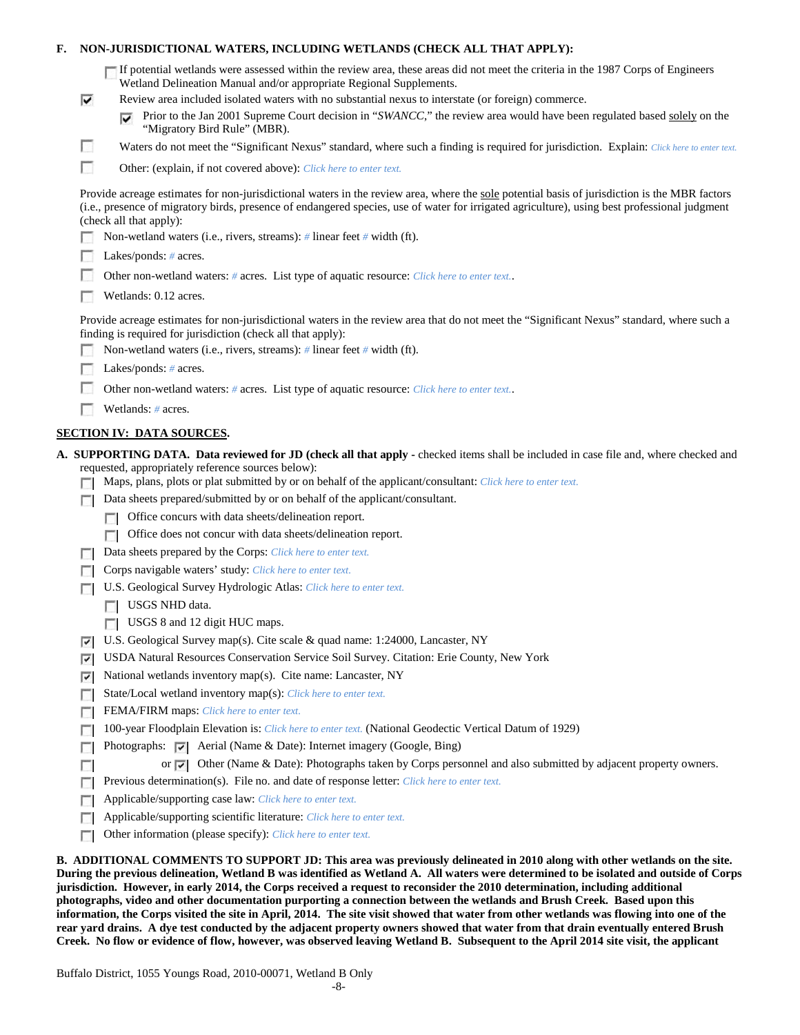**F. NON-JURISDICTIONAL WATERS, INCLUDING WETLANDS (CHECK ALL THAT APPLY):**

- [ ] If potential wetlands were assessed within the review area, these areas did not meet the criteria in the 1987 Corps of Engineers Wetland Delineation Manual and/or appropriate Regional Supplements.
- [x] Review area included isolated waters with no substantial nexus to interstate (or foreign) commerce.
  - [x] Prior to the Jan 2001 Supreme Court decision in "*SWANCC*," the review area would have been regulated based solely on the "Migratory Bird Rule" (MBR).
- [ ] Waters do not meet the "Significant Nexus" standard, where such a finding is required for jurisdiction. Explain: *Click here to enter text.*
- [ ] Other: (explain, if not covered above): *Click here to enter text.*

Provide acreage estimates for non-jurisdictional waters in the review area, where the sole potential basis of jurisdiction is the MBR factors (i.e., presence of migratory birds, presence of endangered species, use of water for irrigated agriculture), using best professional judgment (check all that apply):

- [ ] Non-wetland waters (i.e., rivers, streams): *#* linear feet *#* width (ft).
- [ ] Lakes/ponds: *#* acres.
- [ ] Other non-wetland waters: *#* acres. List type of aquatic resource: *Click here to enter text.*.
- [ ] Wetlands: 0.12 acres.

Provide acreage estimates for non-jurisdictional waters in the review area that do not meet the "Significant Nexus" standard, where such a finding is required for jurisdiction (check all that apply):

- [ ] Non-wetland waters (i.e., rivers, streams): *#* linear feet *#* width (ft).
- [ ] Lakes/ponds: *#* acres.
- [ ] Other non-wetland waters: *#* acres. List type of aquatic resource: *Click here to enter text.*.
- [ ] Wetlands: *#* acres.

## SECTION IV: DATA SOURCES.

**A. SUPPORTING DATA. Data reviewed for JD (check all that apply -** checked items shall be included in case file and, where checked and requested, appropriately reference sources below):

- [ ] Maps, plans, plots or plat submitted by or on behalf of the applicant/consultant: *Click here to enter text.*
- [ ] Data sheets prepared/submitted by or on behalf of the applicant/consultant.
  - [ ] Office concurs with data sheets/delineation report.
  - [ ] Office does not concur with data sheets/delineation report.
- [ ] Data sheets prepared by the Corps: *Click here to enter text.*
- [ ] Corps navigable waters' study: *Click here to enter text.*
- [ ] U.S. Geological Survey Hydrologic Atlas: *Click here to enter text.*
  - [ ] USGS NHD data.
  - [ ] USGS 8 and 12 digit HUC maps.
- [x] U.S. Geological Survey map(s). Cite scale & quad name: 1:24000, Lancaster, NY
- [x] USDA Natural Resources Conservation Service Soil Survey. Citation: Erie County, New York
- [x] National wetlands inventory map(s). Cite name: Lancaster, NY
- [ ] State/Local wetland inventory map(s): *Click here to enter text.*
- [ ] FEMA/FIRM maps: *Click here to enter text.*
- [ ] 100-year Floodplain Elevation is: *Click here to enter text.* (National Geodectic Vertical Datum of 1929)
- [ ] Photographs: [x] Aerial (Name & Date): Internet imagery (Google, Bing)
- [ ] or [x] Other (Name & Date): Photographs taken by Corps personnel and also submitted by adjacent property owners.
- [ ] Previous determination(s). File no. and date of response letter: *Click here to enter text.*
- [ ] Applicable/supporting case law: *Click here to enter text.*
- [ ] Applicable/supporting scientific literature: *Click here to enter text.*
- [ ] Other information (please specify): *Click here to enter text.*

**B. ADDITIONAL COMMENTS TO SUPPORT JD: This area was previously delineated in 2010 along with other wetlands on the site. During the previous delineation, Wetland B was identified as Wetland A. All waters were determined to be isolated and outside of Corps jurisdiction. However, in early 2014, the Corps received a request to reconsider the 2010 determination, including additional photographs, video and other documentation purporting a connection between the wetlands and Brush Creek. Based upon this information, the Corps visited the site in April, 2014. The site visit showed that water from other wetlands was flowing into one of the rear yard drains. A dye test conducted by the adjacent property owners showed that water from that drain eventually entered Brush Creek. No flow or evidence of flow, however, was observed leaving Wetland B. Subsequent to the April 2014 site visit, the applicant**

Buffalo District, 1055 Youngs Road, 2010-00071, Wetland B Only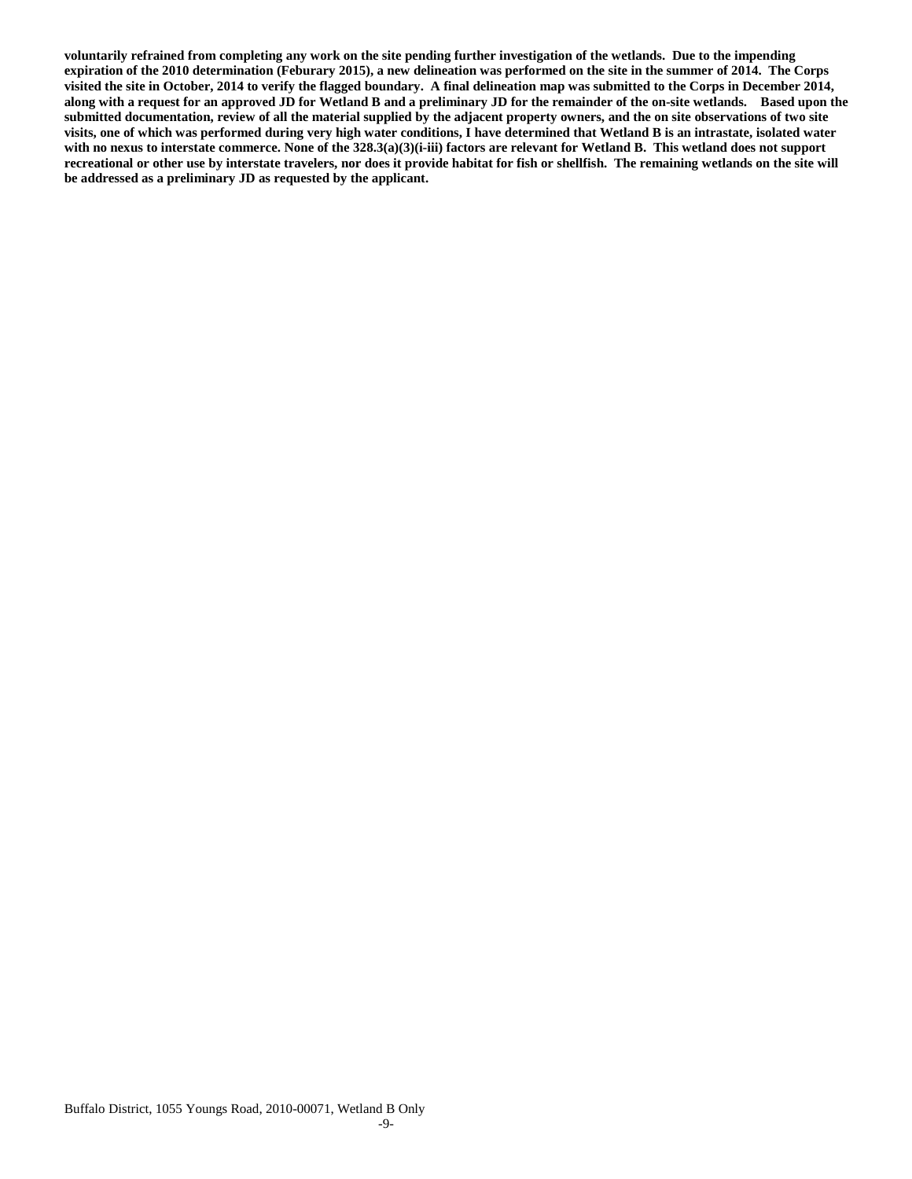**voluntarily refrained from completing any work on the site pending further investigation of the wetlands. Due to the impending expiration of the 2010 determination (Feburary 2015), a new delineation was performed on the site in the summer of 2014. The Corps visited the site in October, 2014 to verify the flagged boundary. A final delineation map was submitted to the Corps in December 2014, along with a request for an approved JD for Wetland B and a preliminary JD for the remainder of the on-site wetlands. Based upon the submitted documentation, review of all the material supplied by the adjacent property owners, and the on site observations of two site visits, one of which was performed during very high water conditions, I have determined that Wetland B is an intrastate, isolated water with no nexus to interstate commerce. None of the 328.3(a)(3)(i-iii) factors are relevant for Wetland B. This wetland does not support recreational or other use by interstate travelers, nor does it provide habitat for fish or shellfish. The remaining wetlands on the site will be addressed as a preliminary JD as requested by the applicant.**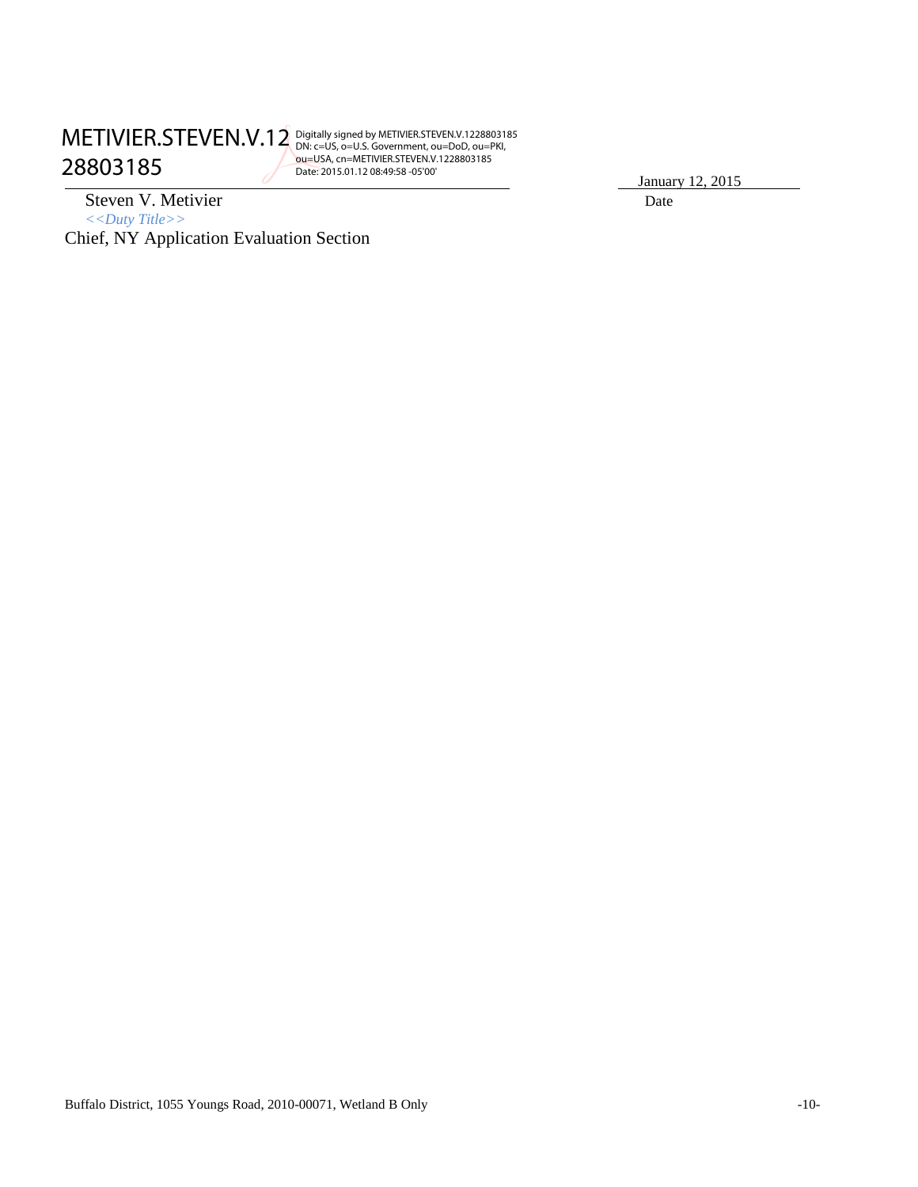METIVIER.STEVEN.V.1228803185

Digitally signed by METIVIER.STEVEN.V.1228803185
DN: c=US, o=U.S. Government, ou=DoD, ou=PKI, ou=USA, cn=METIVIER.STEVEN.V.1228803185
Date: 2015.01.12 08:49:58 -05'00'

January 12, 2015

Steven V. Metivier
*<<Duty Title>>*
Chief, NY Application Evaluation Section

Date